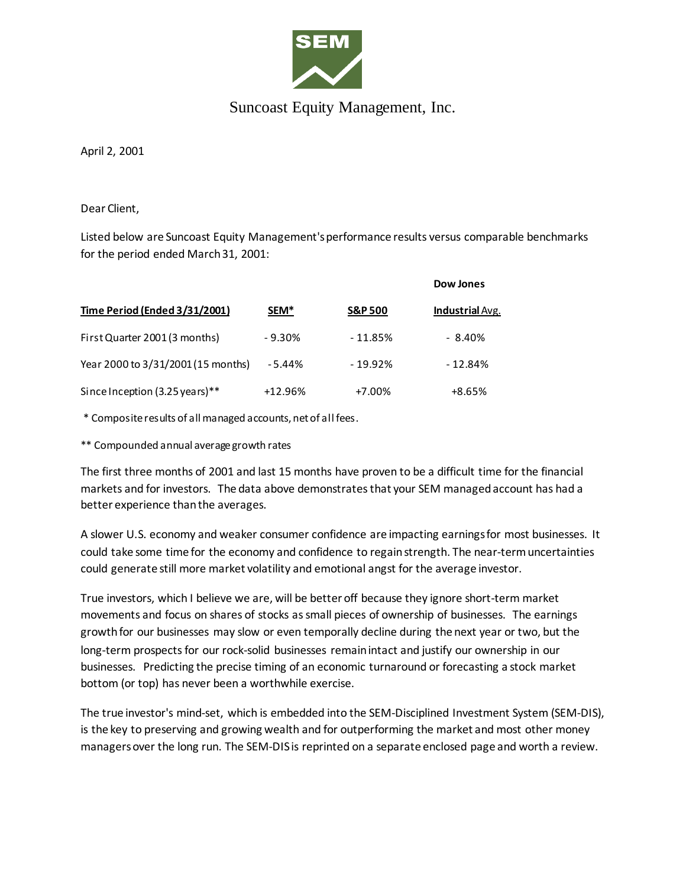Suncoast Equity Management, Inc.

April 2, 2001

Dear Client,

Listed below are Suncoast Equity Management's performance results versus comparable benchmarks for the period ended March 31, 2001:

| Time Period (Ended 3/31/2001) | SEM* | S&P 500 | Dow Jones Industrial Avg. |
|---|---|---|---|
| First Quarter 2001 (3 months) | - 9.30% | - 11.85% | - 8.40% |
| Year 2000 to 3/31/2001 (15 months) | - 5.44% | - 19.92% | - 12.84% |
| Since Inception (3.25 years)** | +12.96% | +7.00% | +8.65% |

\* Composite results of all managed accounts, net of all fees.

** Compounded annual average growth rates

The first three months of 2001 and last 15 months have proven to be a difficult time for the financial markets and for investors. The data above demonstrates that your SEM managed account has had a better experience than the averages.

A slower U.S. economy and weaker consumer confidence are impacting earnings for most businesses. It could take some time for the economy and confidence to regain strength. The near-term uncertainties could generate still more market volatility and emotional angst for the average investor.

True investors, which I believe we are, will be better off because they ignore short-term market movements and focus on shares of stocks as small pieces of ownership of businesses. The earnings growth for our businesses may slow or even temporally decline during the next year or two, but the long-term prospects for our rock-solid businesses remain intact and justify our ownership in our businesses. Predicting the precise timing of an economic turnaround or forecasting a stock market bottom (or top) has never been a worthwhile exercise.

The true investor's mind-set, which is embedded into the SEM-Disciplined Investment System (SEM-DIS), is the key to preserving and growing wealth and for outperforming the market and most other money managers over the long run. The SEM-DIS is reprinted on a separate enclosed page and worth a review.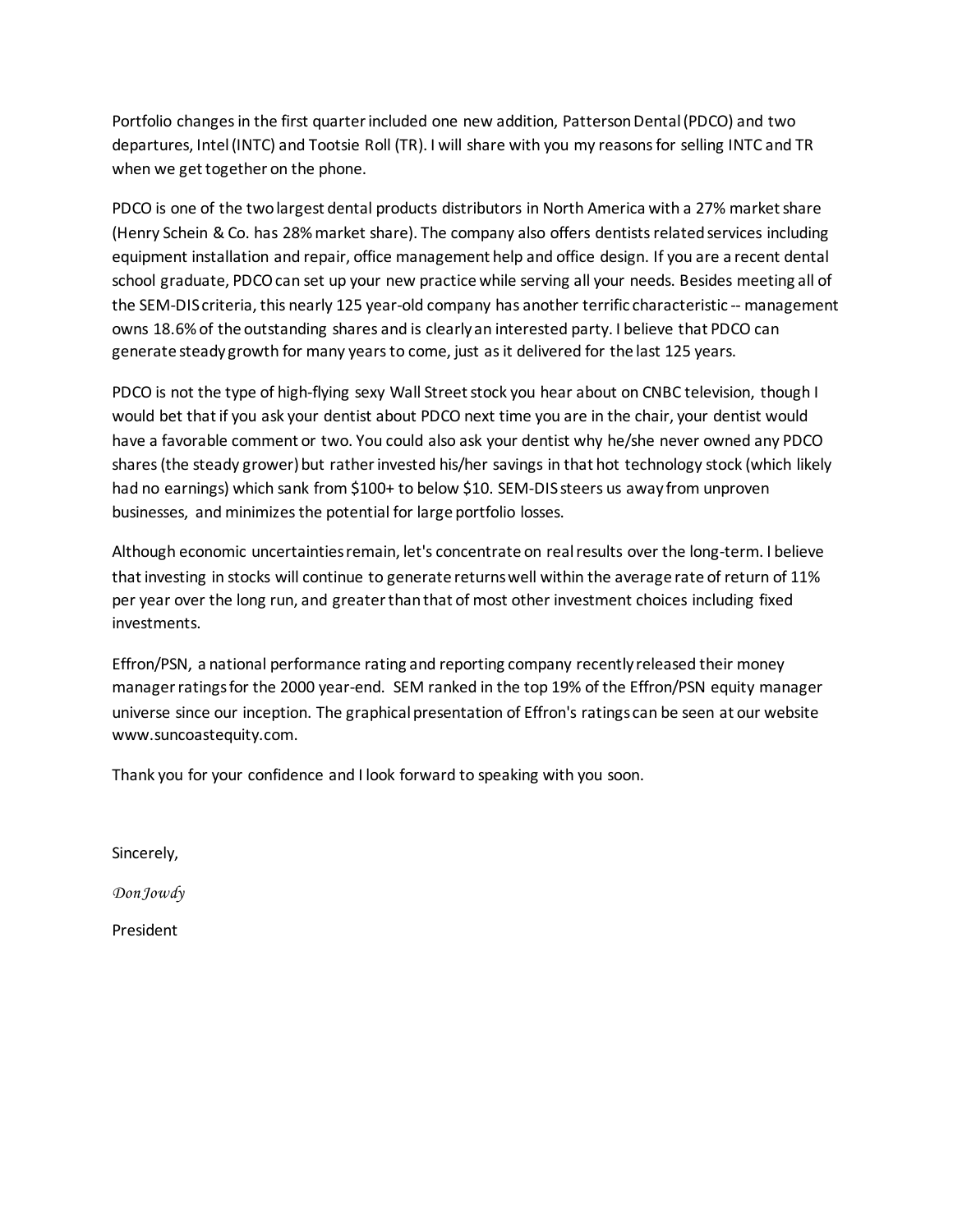Portfolio changes in the first quarter included one new addition, Patterson Dental (PDCO) and two departures, Intel (INTC) and Tootsie Roll (TR). I will share with you my reasons for selling INTC and TR when we get together on the phone.

PDCO is one of the two largest dental products distributors in North America with a 27% market share (Henry Schein & Co. has 28% market share). The company also offers dentists related services including equipment installation and repair, office management help and office design. If you are a recent dental school graduate, PDCO can set up your new practice while serving all your needs. Besides meeting all of the SEM-DIS criteria, this nearly 125 year-old company has another terrific characteristic -- management owns 18.6% of the outstanding shares and is clearly an interested party. I believe that PDCO can generate steady growth for many years to come, just as it delivered for the last 125 years.

PDCO is not the type of high-flying sexy Wall Street stock you hear about on CNBC television, though I would bet that if you ask your dentist about PDCO next time you are in the chair, your dentist would have a favorable comment or two. You could also ask your dentist why he/she never owned any PDCO shares (the steady grower) but rather invested his/her savings in that hot technology stock (which likely had no earnings) which sank from $100+ to below $10. SEM-DIS steers us away from unproven businesses, and minimizes the potential for large portfolio losses.

Although economic uncertainties remain, let's concentrate on real results over the long-term. I believe that investing in stocks will continue to generate returns well within the average rate of return of 11% per year over the long run, and greater than that of most other investment choices including fixed investments.

Effron/PSN, a national performance rating and reporting company recently released their money manager ratings for the 2000 year-end. SEM ranked in the top 19% of the Effron/PSN equity manager universe since our inception. The graphical presentation of Effron's ratings can be seen at our website www.suncoastequity.com.

Thank you for your confidence and I look forward to speaking with you soon.

Sincerely,

*Don Jowdy*

President